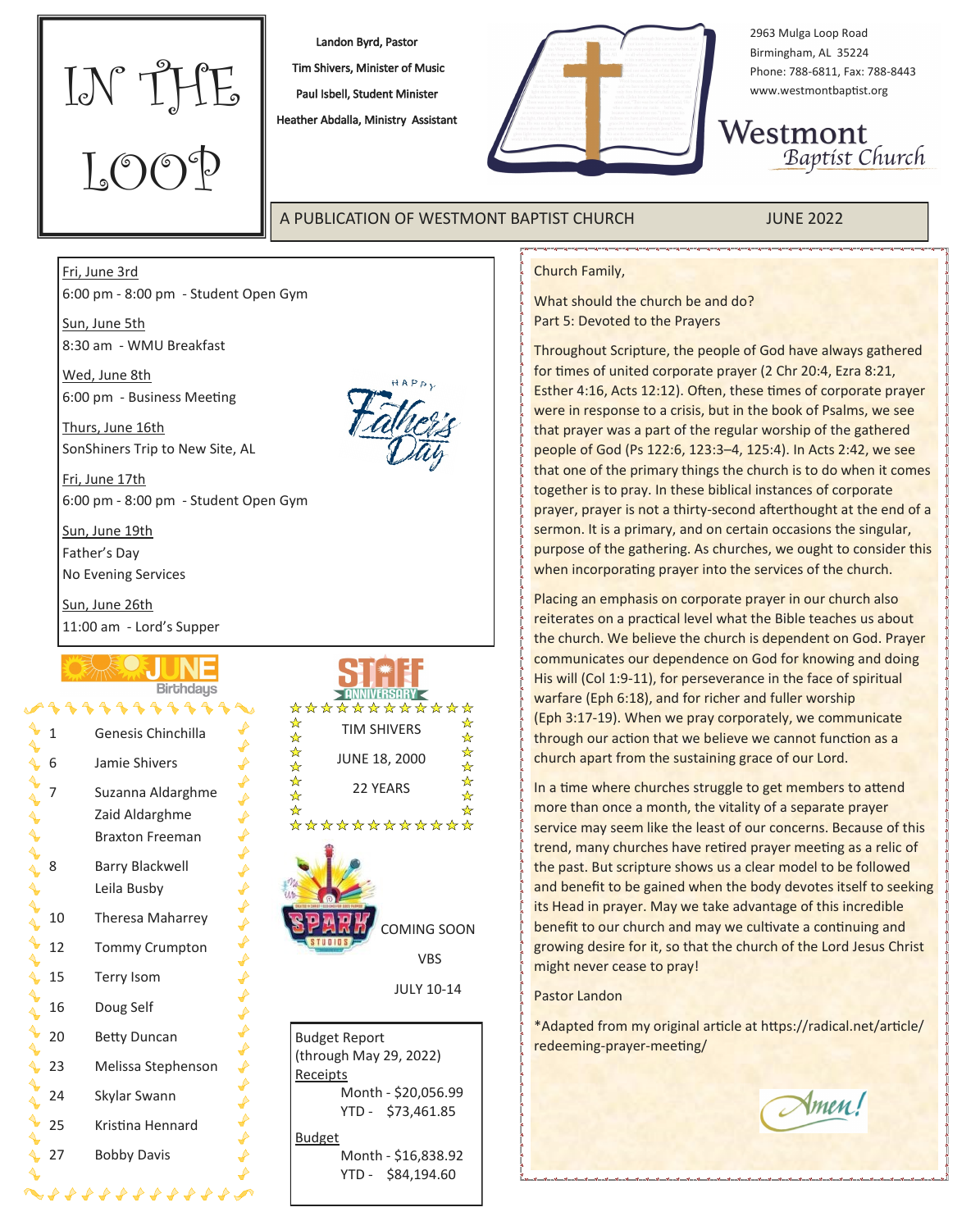# IN THE LOOP

Landon Byrd, Pastor
Tim Shivers, Minister of Music
Paul Isbell, Student Minister
Heather Abdalla, Ministry Assistant

2963 Mulga Loop Road
Birmingham, AL 35224
Phone: 788-6811, Fax: 788-8443
www.westmontbaptist.org

**Westmont** *Baptist Church*

A PUBLICATION OF WESTMONT BAPTIST CHURCH — JUNE 2022

Fri, June 3rd
6:00 pm - 8:00 pm - Student Open Gym

Sun, June 5th
8:30 am - WMU Breakfast

Wed, June 8th
6:00 pm - Business Meeting

Thurs, June 16th
SonShiners Trip to New Site, AL

Fri, June 17th
6:00 pm - 8:00 pm - Student Open Gym

Sun, June 19th
Father's Day
No Evening Services

Sun, June 26th
11:00 am - Lord's Supper

HAPPY Father's Day

## JUNE Birthdays

| | |
|---|---|
| 1 | Genesis Chinchilla |
| 6 | Jamie Shivers |
| 7 | Suzanna Aldarghme<br>Zaid Aldarghme<br>Braxton Freeman |
| 8 | Barry Blackwell<br>Leila Busby |
| 10 | Theresa Maharrey |
| 12 | Tommy Crumpton |
| 15 | Terry Isom |
| 16 | Doug Self |
| 20 | Betty Duncan |
| 23 | Melissa Stephenson |
| 24 | Skylar Swann |
| 25 | Kristina Hennard |
| 27 | Bobby Davis |

## STAFF ANNIVERSARY

TIM SHIVERS

JUNE 18, 2000

22 YEARS

SPARK STUDIOS

COMING SOON

VBS

JULY 10-14

Budget Report
(through May 29, 2022)

Receipts
Month - $20,056.99
YTD - $73,461.85

Budget
Month - $16,838.92
YTD - $84,194.60

Church Family,

What should the church be and do?
Part 5: Devoted to the Prayers

Throughout Scripture, the people of God have always gathered for times of united corporate prayer (2 Chr 20:4, Ezra 8:21, Esther 4:16, Acts 12:12). Often, these times of corporate prayer were in response to a crisis, but in the book of Psalms, we see that prayer was a part of the regular worship of the gathered people of God (Ps 122:6, 123:3–4, 125:4). In Acts 2:42, we see that one of the primary things the church is to do when it comes together is to pray. In these biblical instances of corporate prayer, prayer is not a thirty-second afterthought at the end of a sermon. It is a primary, and on certain occasions the singular, purpose of the gathering. As churches, we ought to consider this when incorporating prayer into the services of the church.

Placing an emphasis on corporate prayer in our church also reiterates on a practical level what the Bible teaches us about the church. We believe the church is dependent on God. Prayer communicates our dependence on God for knowing and doing His will (Col 1:9-11), for perseverance in the face of spiritual warfare (Eph 6:18), and for richer and fuller worship (Eph 3:17-19). When we pray corporately, we communicate through our action that we believe we cannot function as a church apart from the sustaining grace of our Lord.

In a time where churches struggle to get members to attend more than once a month, the vitality of a separate prayer service may seem like the least of our concerns. Because of this trend, many churches have retired prayer meeting as a relic of the past. But scripture shows us a clear model to be followed and benefit to be gained when the body devotes itself to seeking its Head in prayer. May we take advantage of this incredible benefit to our church and may we cultivate a continuing and growing desire for it, so that the church of the Lord Jesus Christ might never cease to pray!

Pastor Landon

*Adapted from my original article at https://radical.net/article/redeeming-prayer-meeting/

Amen!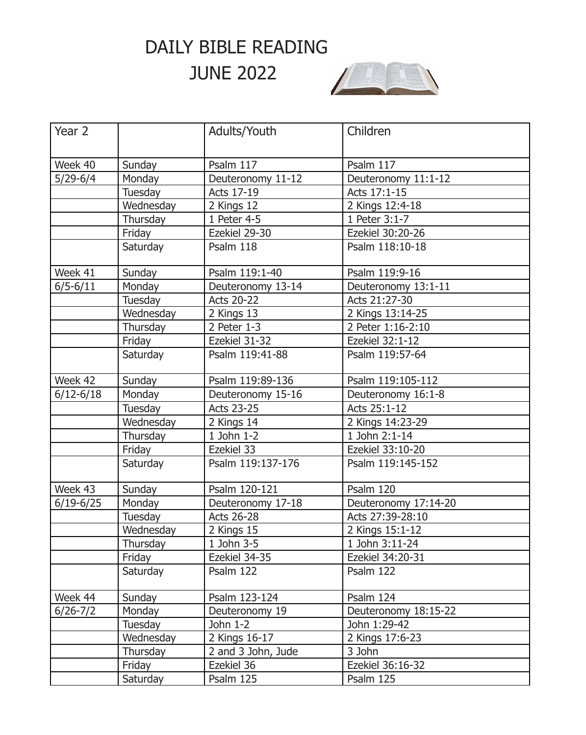# DAILY BIBLE READING
# JUNE 2022

| Year 2 | | Adults/Youth | Children |
| --- | --- | --- | --- |
| Week 40 | Sunday | Psalm 117 | Psalm 117 |
| 5/29-6/4 | Monday | Deuteronomy 11-12 | Deuteronomy 11:1-12 |
| | Tuesday | Acts 17-19 | Acts 17:1-15 |
| | Wednesday | 2 Kings 12 | 2 Kings 12:4-18 |
| | Thursday | 1 Peter 4-5 | 1 Peter 3:1-7 |
| | Friday | Ezekiel 29-30 | Ezekiel 30:20-26 |
| | Saturday | Psalm 118 | Psalm 118:10-18 |
| Week 41 | Sunday | Psalm 119:1-40 | Psalm 119:9-16 |
| 6/5-6/11 | Monday | Deuteronomy 13-14 | Deuteronomy 13:1-11 |
| | Tuesday | Acts 20-22 | Acts 21:27-30 |
| | Wednesday | 2 Kings 13 | 2 Kings 13:14-25 |
| | Thursday | 2 Peter 1-3 | 2 Peter 1:16-2:10 |
| | Friday | Ezekiel 31-32 | Ezekiel 32:1-12 |
| | Saturday | Psalm 119:41-88 | Psalm 119:57-64 |
| Week 42 | Sunday | Psalm 119:89-136 | Psalm 119:105-112 |
| 6/12-6/18 | Monday | Deuteronomy 15-16 | Deuteronomy 16:1-8 |
| | Tuesday | Acts 23-25 | Acts 25:1-12 |
| | Wednesday | 2 Kings 14 | 2 Kings 14:23-29 |
| | Thursday | 1 John 1-2 | 1 John 2:1-14 |
| | Friday | Ezekiel 33 | Ezekiel 33:10-20 |
| | Saturday | Psalm 119:137-176 | Psalm 119:145-152 |
| Week 43 | Sunday | Psalm 120-121 | Psalm 120 |
| 6/19-6/25 | Monday | Deuteronomy 17-18 | Deuteronomy 17:14-20 |
| | Tuesday | Acts 26-28 | Acts 27:39-28:10 |
| | Wednesday | 2 Kings 15 | 2 Kings 15:1-12 |
| | Thursday | 1 John 3-5 | 1 John 3:11-24 |
| | Friday | Ezekiel 34-35 | Ezekiel 34:20-31 |
| | Saturday | Psalm 122 | Psalm 122 |
| Week 44 | Sunday | Psalm 123-124 | Psalm 124 |
| 6/26-7/2 | Monday | Deuteronomy 19 | Deuteronomy 18:15-22 |
| | Tuesday | John 1-2 | John 1:29-42 |
| | Wednesday | 2 Kings 16-17 | 2 Kings 17:6-23 |
| | Thursday | 2 and 3 John, Jude | 3 John |
| | Friday | Ezekiel 36 | Ezekiel 36:16-32 |
| | Saturday | Psalm 125 | Psalm 125 |